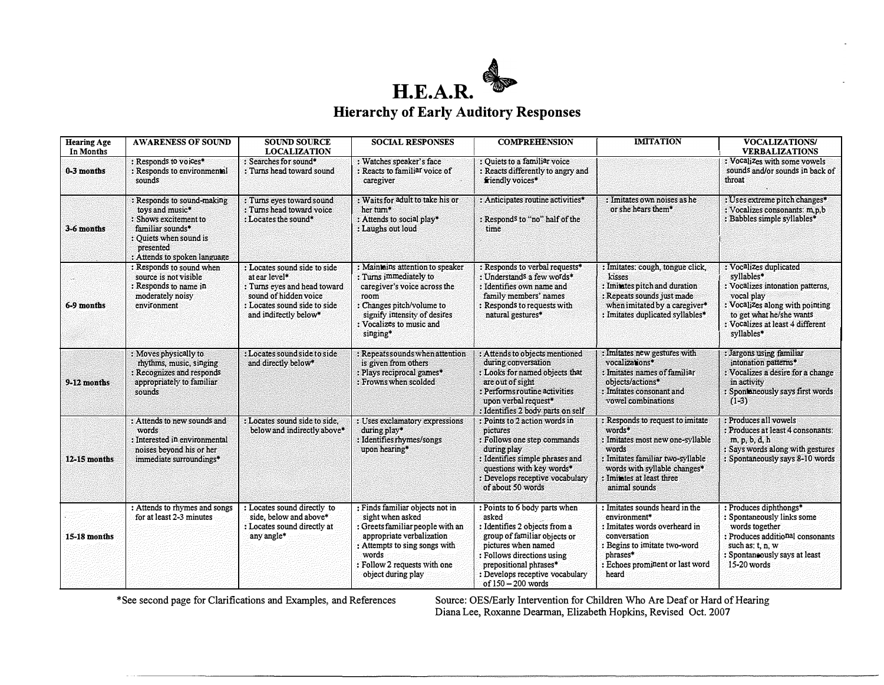# H.E.A.R.

## Hierarchy of Early Auditory Responses

| Hearing Age In Months | AWARENESS OF SOUND | SOUND SOURCE LOCALIZATION | SOCIAL RESPONSES | COMPREHENSION | IMITATION | VOCALIZATIONS/ VERBALIZATIONS |
|---|---|---|---|---|---|---|
| **0-3 months** | : Responds to voices*<br>: Responds to environmental sounds | : Searches for sound*<br>: Turns head toward sound | : Watches speaker's face<br>: Reacts to familiar voice of caregiver | : Quiets to a familiar voice<br>: Reacts differently to angry and friendly voices* | | : Vocalizes with some vowels sounds and/or sounds in back of throat |
| **3-6 months** | : Responds to sound-making toys and music*<br>: Shows excitement to familiar sounds*<br>: Quiets when sound is presented<br>: Attends to spoken language | : Turns eyes toward sound<br>: Turns head toward voice<br>: Locates the sound* | : Waits for adult to take his or her turn*<br>: Attends to social play*<br>: Laughs out loud | : Anticipates routine activities*<br>: Responds to "no" half of the time | : Imitates own noises as he or she hears them* | : Uses extreme pitch changes*<br>: Vocalizes consonants: m,p,b<br>: Babbles simple syllables* |
| **6-9 months** | : Responds to sound when source is not visible<br>: Responds to name in moderately noisy environment | : Locates sound side to side at ear level*<br>: Turns eyes and head toward sound of hidden voice<br>: Locates sound side to side and indirectly below* | : Maintains attention to speaker<br>: Turns immediately to caregiver's voice across the room<br>: Changes pitch/volume to signify intensity of desires<br>: Vocalizes to music and singing* | : Responds to verbal requests*<br>: Understands a few words*<br>: Identifies own name and family members' names<br>: Responds to requests with natural gestures* | : Imitates: cough, tongue click, kisses<br>: Imitates pitch and duration<br>: Repeats sounds just made when imitated by a caregiver*<br>: Imitates duplicated syllables* | : Vocalizes duplicated syllables*<br>: Vocalizes intonation patterns, vocal play<br>: Vocalizes along with pointing to get what he/she wants<br>: Vocalizes at least 4 different syllables* |
| **9-12 months** | : Moves physically to rhythms, music, singing<br>: Recognizes and responds appropriately to familiar sounds | : Locates sound side to side and directly below* | : Repeats sounds when attention is given from others<br>: Plays reciprocal games*<br>: Frowns when scolded | : Attends to objects mentioned during conversation<br>: Looks for named objects that are out of sight<br>: Performs routine activities upon verbal request*<br>: Identifies 2 body parts on self | : Imitates new gestures with vocalizations*<br>: Imitates names of familiar objects/actions*<br>: Imitates consonant and vowel combinations | : Jargons using familiar intonation patterns*<br>: Vocalizes a desire for a change in activity<br>: Spontaneously says first words (1-3) |
| **12-15 months** | : Attends to new sounds and words<br>: Interested in environmental noises beyond his or her immediate surroundings* | : Locates sound side to side, below and indirectly above* | : Uses exclamatory expressions during play*<br>: Identifies rhymes/songs upon hearing* | : Points to 2 action words in pictures<br>: Follows one step commands during play<br>: Identifies simple phrases and questions with key words*<br>: Develops receptive vocabulary of about 50 words | : Responds to request to imitate words*<br>: Imitates most new one-syllable words<br>: Imitates familiar two-syllable words with syllable changes*<br>: Imitates at least three animal sounds | : Produces all vowels<br>: Produces at least 4 consonants: m, p, b, d, h<br>: Says words along with gestures<br>: Spontaneously says 8-10 words |
| **15-18 months** | : Attends to rhymes and songs for at least 2-3 minutes | : Locates sound directly to side, below and above*<br>: Locates sound directly at any angle* | : Finds familiar objects not in sight when asked<br>: Greets familiar people with an appropriate verbalization<br>: Attempts to sing songs with words<br>: Follow 2 requests with one object during play | : Points to 6 body parts when asked<br>: Identifies 2 objects from a group of familiar objects or pictures when named<br>: Follows directions using prepositional phrases*<br>: Develops receptive vocabulary of 150 – 200 words | : Imitates sounds heard in the environment*<br>: Imitates words overheard in conversation<br>: Begins to imitate two-word phrases*<br>: Echoes prominent or last word heard | : Produces diphthongs*<br>: Spontaneously links some words together<br>: Produces additional consonants such as: t, n, w<br>: Spontaneously says at least 15-20 words |

*See second page for Clarifications and Examples, and References

Source: OES/Early Intervention for Children Who Are Deaf or Hard of Hearing
Diana Lee, Roxanne Dearman, Elizabeth Hopkins, Revised Oct. 2007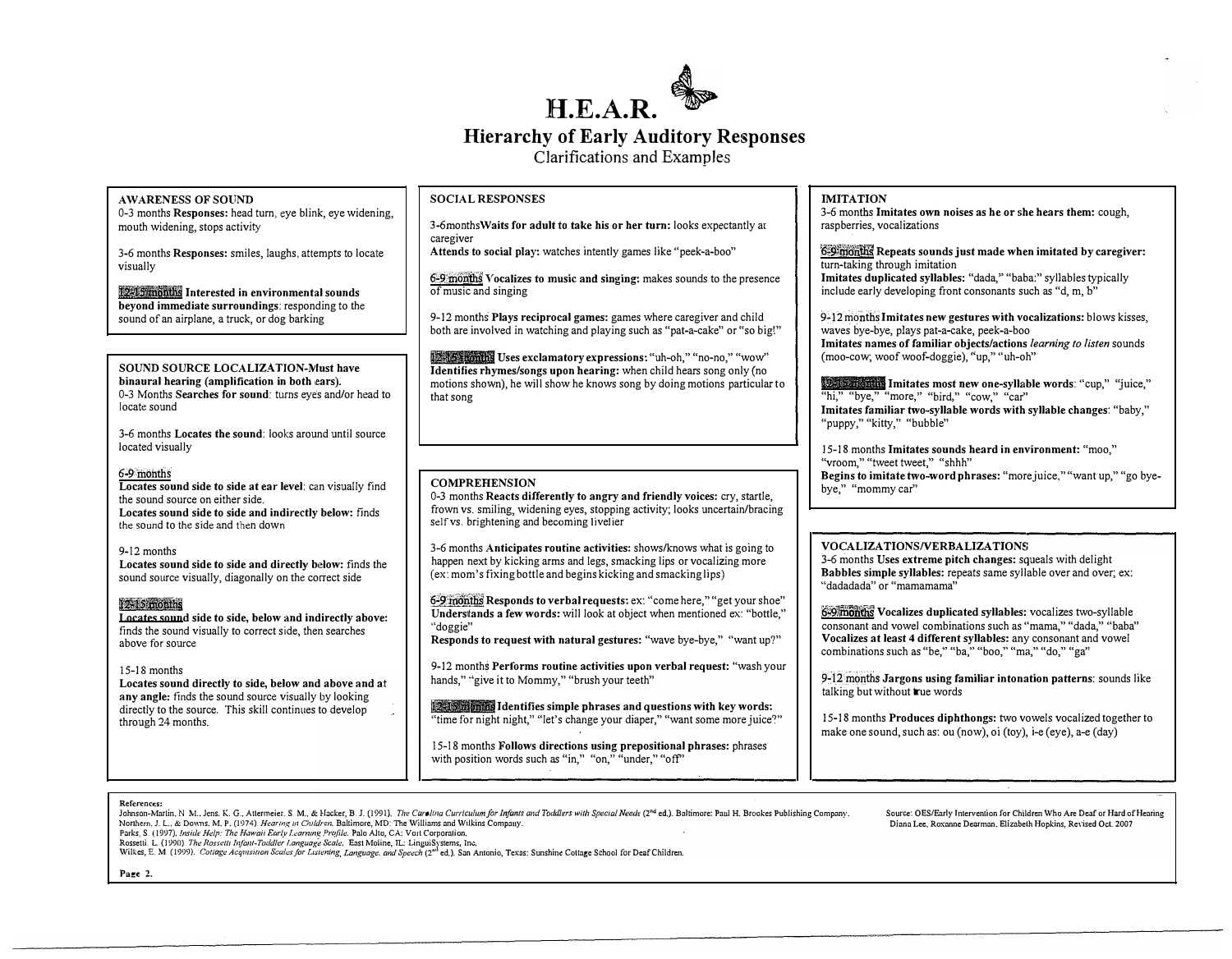# H.E.A.R.

## Hierarchy of Early Auditory Responses

Clarifications and Examples

### AWARENESS OF SOUND

0-3 months **Responses:** head turn, eye blink, eye widening, mouth widening, stops activity

3-6 months **Responses:** smiles, laughs, attempts to locate visually

12-15 months **Interested in environmental sounds beyond immediate surroundings**: responding to the sound of an airplane, a truck, or dog barking

### SOUND SOURCE LOCALIZATION-Must have binaural hearing (amplification in both ears).

0-3 Months **Searches for sound**: turns eyes and/or head to locate sound

3-6 months **Locates the sound**: looks around until source located visually

6-9 months

**Locates sound side to side at ear level**: can visually find the sound source on either side.

**Locates sound side to side and indirectly below:** finds the sound to the side and then down

9-12 months

**Locates sound side to side and directly below:** finds the sound source visually, diagonally on the correct side

12-15 months

**Locates sound side to side, below and indirectly above:** finds the sound visually to correct side, then searches above for source

15-18 months

**Locates sound directly to side, below and above and at any angle:** finds the sound source visually by looking directly to the source. This skill continues to develop through 24 months.

### SOCIAL RESPONSES

3-6months **Waits for adult to take his or her turn:** looks expectantly at caregiver

**Attends to social play:** watches intently games like "peek-a-boo"

6-9 months **Vocalizes to music and singing:** makes sounds to the presence of music and singing

9-12 months **Plays reciprocal games:** games where caregiver and child both are involved in watching and playing such as "pat-a-cake" or "so big!"

12-15 months **Uses exclamatory expressions:** "uh-oh," "no-no," "wow"

**Identifies rhymes/songs upon hearing:** when child hears song only (no motions shown), he will show he knows song by doing motions particular to that song

### COMPREHENSION

0-3 months **Reacts differently to angry and friendly voices:** cry, startle, frown vs. smiling, widening eyes, stopping activity; looks uncertain/bracing self vs. brightening and becoming livelier

3-6 months **Anticipates routine activities:** shows/knows what is going to happen next by kicking arms and legs, smacking lips or vocalizing more (ex: mom's fixing bottle and begins kicking and smacking lips)

6-9 months **Responds to verbal requests:** ex: "come here," "get your shoe"

**Understands a few words:** will look at object when mentioned ex: "bottle," "doggie"

**Responds to request with natural gestures:** "wave bye-bye," "want up?"

9-12 months **Performs routine activities upon verbal request:** "wash your hands," "give it to Mommy," "brush your teeth"

12-15 months **Identifies simple phrases and questions with key words:** "time for night night," "let's change your diaper," "want some more juice?"

15-18 months **Follows directions using prepositional phrases:** phrases with position words such as "in," "on," "under," "off"

### IMITATION

3-6 months **Imitates own noises as he or she hears them:** cough, raspberries, vocalizations

6-9 months **Repeats sounds just made when imitated by caregiver:** turn-taking through imitation

**Imitates duplicated syllables:** "dada," "baba:" syllables typically include early developing front consonants such as "d, m, b"

9-12 months **Imitates new gestures with vocalizations:** blows kisses, waves bye-bye, plays pat-a-cake, peek-a-boo

**Imitates names of familiar objects/actions** *learning to listen* sounds (moo-cow; woof woof-doggie), "up," "uh-oh"

12-15 months **Imitates most new one-syllable words**: "cup," "juice," "hi," "bye," "more," "bird," "cow," "car"

**Imitates familiar two-syllable words with syllable changes**: "baby," "puppy," "kitty," "bubble"

15-18 months **Imitates sounds heard in environment:** "moo," "vroom," "tweet tweet," "shhh"

**Begins to imitate two-word phrases:** "more juice," "want up," "go bye-bye," "mommy car"

### VOCALIZATIONS/VERBALIZATIONS

3-6 months **Uses extreme pitch changes:** squeals with delight

**Babbles simple syllables:** repeats same syllable over and over; ex: "dadadada" or "mamamama"

6-9 months **Vocalizes duplicated syllables:** vocalizes two-syllable consonant and vowel combinations such as "mama," "dada," "baba"

**Vocalizes at least 4 different syllables:** any consonant and vowel combinations such as "be," "ba," "boo," "ma," "do," "ga"

9-12 months **Jargons using familiar intonation patterns**: sounds like talking but without true words

15-18 months **Produces diphthongs:** two vowels vocalized together to make one sound, such as: ou (now), oi (toy), i-e (eye), a-e (day)

**References:**

Johnson-Martin, N. M., Jens, K. G., Attermeier, S. M., & Hacker, B. J. (1991). *The Carolina Curriculum for Infants and Toddlers with Special Needs* (2nd ed.). Baltimore: Paul H. Brookes Publishing Company.
Northern, J. L., & Downs, M. P. (1974). *Hearing in Children*. Baltimore, MD: The Williams and Wilkins Company.
Parks, S. (1997). *Inside Help: The Hawaii Early Learning Profile*. Palo Alto, CA: Vort Corporation.
Rossetti, L. (1990). *The Rossetti Infant-Toddler Language Scale*. East Moline, IL: LinguiSystems, Inc.
Wilkes, E. M. (1999). *Cottage Acquisition Scales for Listening, Language, and Speech* (2nd ed.). San Antonio, Texas: Sunshine Cottage School for Deaf Children.

Source: OES/Early Intervention for Children Who Are Deaf or Hard of Hearing
Diana Lee, Roxanne Dearman, Elizabeth Hopkins, Revised Oct. 2007